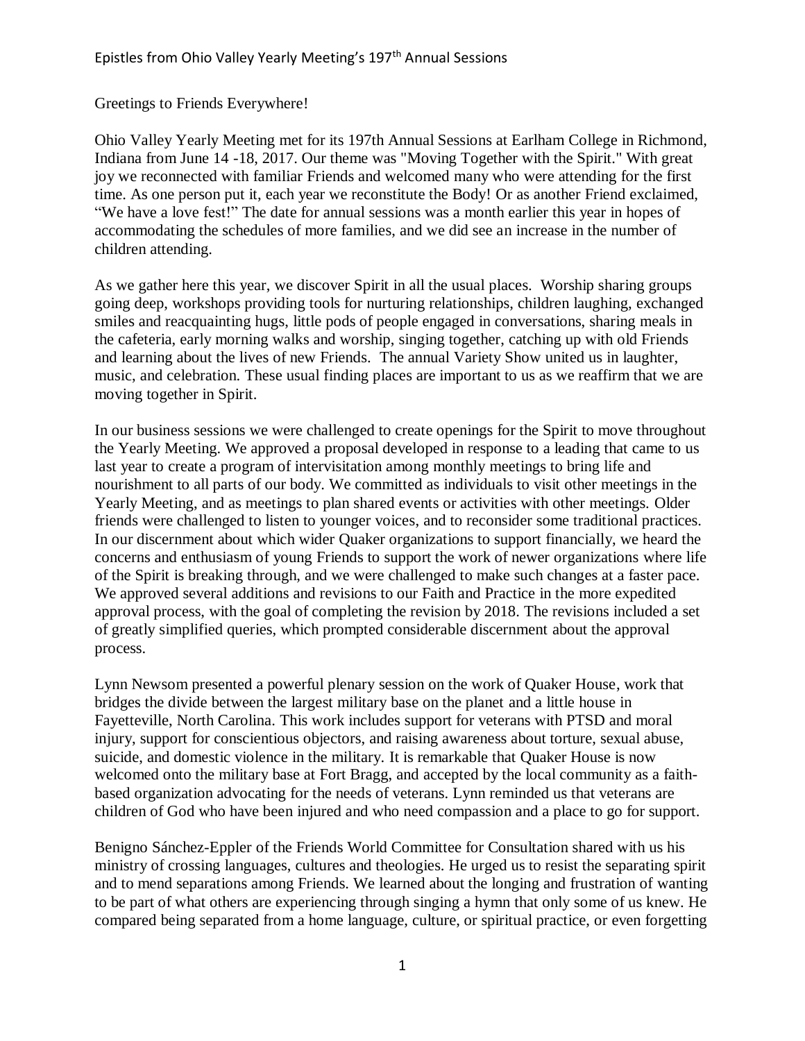Greetings to Friends Everywhere!

Ohio Valley Yearly Meeting met for its 197th Annual Sessions at Earlham College in Richmond, Indiana from June 14 -18, 2017. Our theme was "Moving Together with the Spirit." With great joy we reconnected with familiar Friends and welcomed many who were attending for the first time. As one person put it, each year we reconstitute the Body! Or as another Friend exclaimed, "We have a love fest!" The date for annual sessions was a month earlier this year in hopes of accommodating the schedules of more families, and we did see an increase in the number of children attending.

As we gather here this year, we discover Spirit in all the usual places. Worship sharing groups going deep, workshops providing tools for nurturing relationships, children laughing, exchanged smiles and reacquainting hugs, little pods of people engaged in conversations, sharing meals in the cafeteria, early morning walks and worship, singing together, catching up with old Friends and learning about the lives of new Friends. The annual Variety Show united us in laughter, music, and celebration. These usual finding places are important to us as we reaffirm that we are moving together in Spirit.

In our business sessions we were challenged to create openings for the Spirit to move throughout the Yearly Meeting. We approved a proposal developed in response to a leading that came to us last year to create a program of intervisitation among monthly meetings to bring life and nourishment to all parts of our body. We committed as individuals to visit other meetings in the Yearly Meeting, and as meetings to plan shared events or activities with other meetings. Older friends were challenged to listen to younger voices, and to reconsider some traditional practices. In our discernment about which wider Quaker organizations to support financially, we heard the concerns and enthusiasm of young Friends to support the work of newer organizations where life of the Spirit is breaking through, and we were challenged to make such changes at a faster pace. We approved several additions and revisions to our Faith and Practice in the more expedited approval process, with the goal of completing the revision by 2018. The revisions included a set of greatly simplified queries, which prompted considerable discernment about the approval process.

Lynn Newsom presented a powerful plenary session on the work of Quaker House, work that bridges the divide between the largest military base on the planet and a little house in Fayetteville, North Carolina. This work includes support for veterans with PTSD and moral injury, support for conscientious objectors, and raising awareness about torture, sexual abuse, suicide, and domestic violence in the military. It is remarkable that Quaker House is now welcomed onto the military base at Fort Bragg, and accepted by the local community as a faith-based organization advocating for the needs of veterans. Lynn reminded us that veterans are children of God who have been injured and who need compassion and a place to go for support.

Benigno Sánchez-Eppler of the Friends World Committee for Consultation shared with us his ministry of crossing languages, cultures and theologies. He urged us to resist the separating spirit and to mend separations among Friends. We learned about the longing and frustration of wanting to be part of what others are experiencing through singing a hymn that only some of us knew. He compared being separated from a home language, culture, or spiritual practice, or even forgetting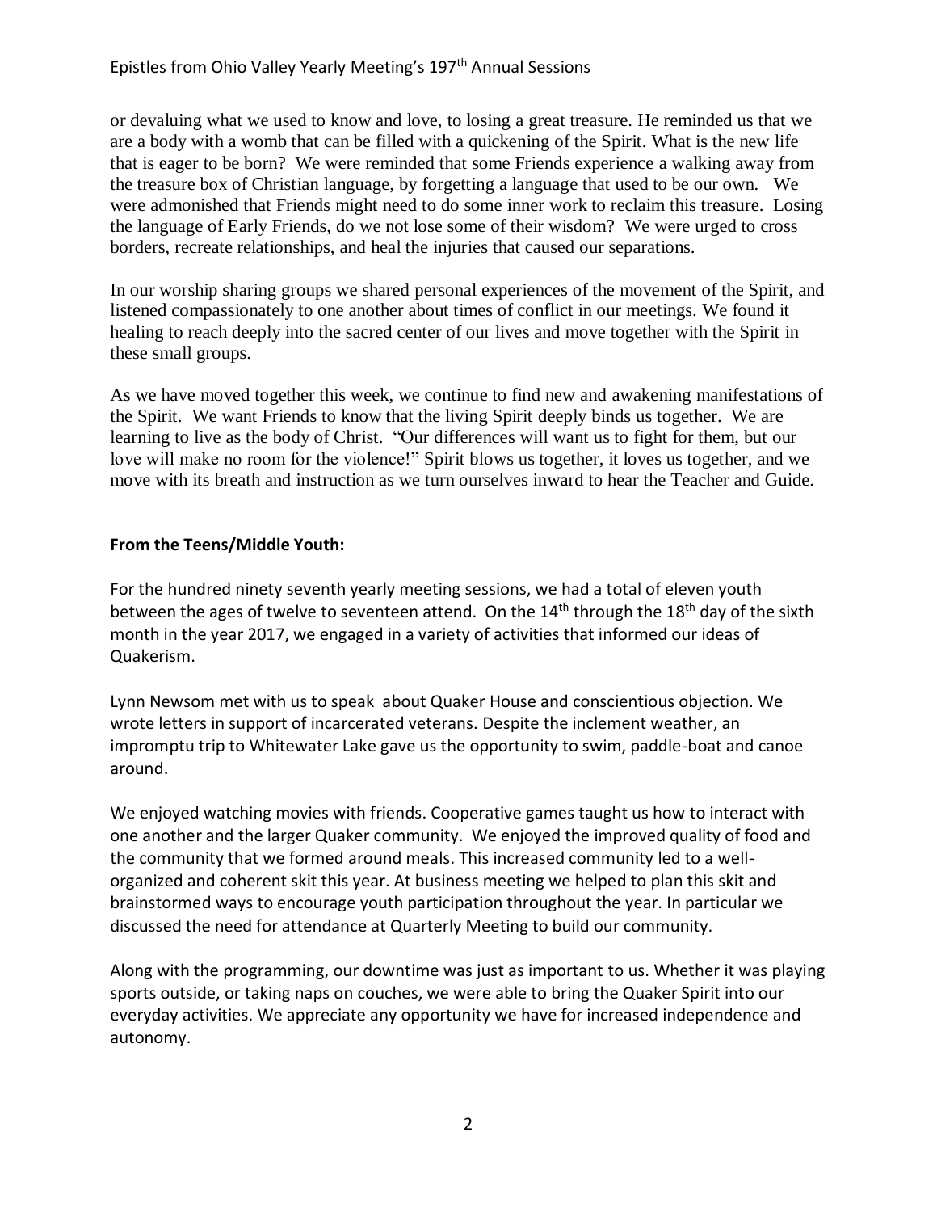or devaluing what we used to know and love, to losing a great treasure. He reminded us that we are a body with a womb that can be filled with a quickening of the Spirit. What is the new life that is eager to be born? We were reminded that some Friends experience a walking away from the treasure box of Christian language, by forgetting a language that used to be our own. We were admonished that Friends might need to do some inner work to reclaim this treasure. Losing the language of Early Friends, do we not lose some of their wisdom? We were urged to cross borders, recreate relationships, and heal the injuries that caused our separations.

In our worship sharing groups we shared personal experiences of the movement of the Spirit, and listened compassionately to one another about times of conflict in our meetings. We found it healing to reach deeply into the sacred center of our lives and move together with the Spirit in these small groups.

As we have moved together this week, we continue to find new and awakening manifestations of the Spirit. We want Friends to know that the living Spirit deeply binds us together. We are learning to live as the body of Christ. "Our differences will want us to fight for them, but our love will make no room for the violence!" Spirit blows us together, it loves us together, and we move with its breath and instruction as we turn ourselves inward to hear the Teacher and Guide.

**From the Teens/Middle Youth:**

For the hundred ninety seventh yearly meeting sessions, we had a total of eleven youth between the ages of twelve to seventeen attend. On the 14th through the 18th day of the sixth month in the year 2017, we engaged in a variety of activities that informed our ideas of Quakerism.

Lynn Newsom met with us to speak about Quaker House and conscientious objection. We wrote letters in support of incarcerated veterans. Despite the inclement weather, an impromptu trip to Whitewater Lake gave us the opportunity to swim, paddle-boat and canoe around.

We enjoyed watching movies with friends. Cooperative games taught us how to interact with one another and the larger Quaker community. We enjoyed the improved quality of food and the community that we formed around meals. This increased community led to a well-organized and coherent skit this year. At business meeting we helped to plan this skit and brainstormed ways to encourage youth participation throughout the year. In particular we discussed the need for attendance at Quarterly Meeting to build our community.

Along with the programming, our downtime was just as important to us. Whether it was playing sports outside, or taking naps on couches, we were able to bring the Quaker Spirit into our everyday activities. We appreciate any opportunity we have for increased independence and autonomy.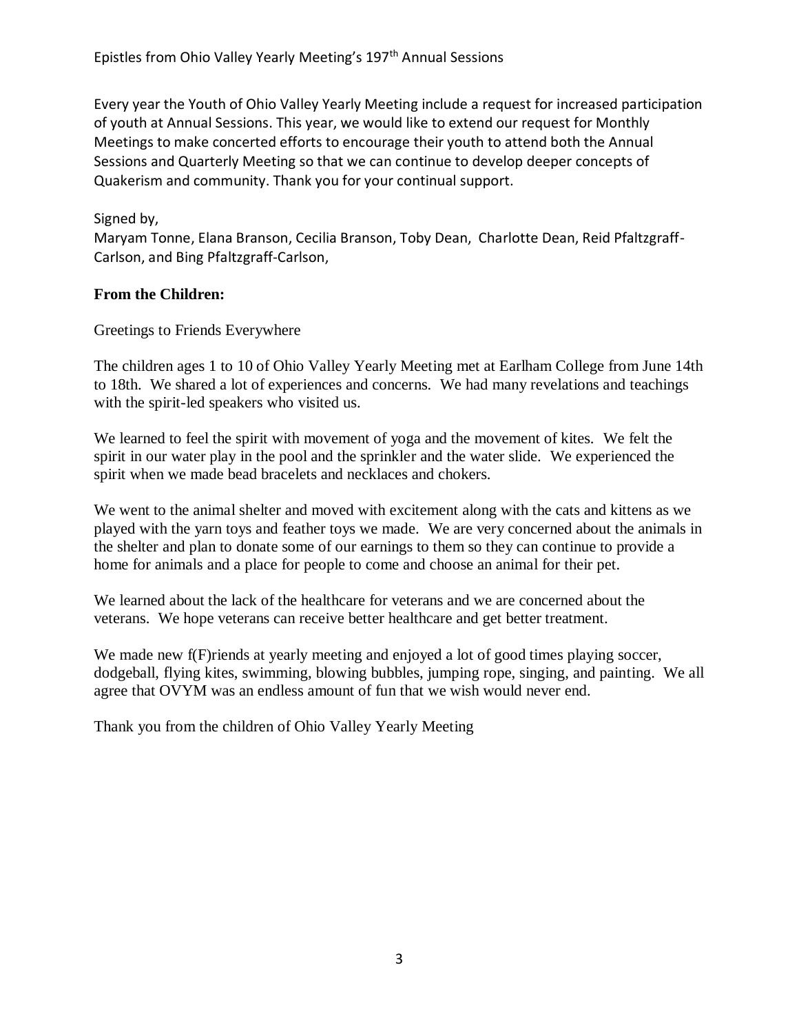Every year the Youth of Ohio Valley Yearly Meeting include a request for increased participation of youth at Annual Sessions. This year, we would like to extend our request for Monthly Meetings to make concerted efforts to encourage their youth to attend both the Annual Sessions and Quarterly Meeting so that we can continue to develop deeper concepts of Quakerism and community. Thank you for your continual support.

Signed by,
Maryam Tonne, Elana Branson, Cecilia Branson, Toby Dean, Charlotte Dean, Reid Pfaltzgraff-Carlson, and Bing Pfaltzgraff-Carlson,

**From the Children:**

Greetings to Friends Everywhere

The children ages 1 to 10 of Ohio Valley Yearly Meeting met at Earlham College from June 14th to 18th. We shared a lot of experiences and concerns. We had many revelations and teachings with the spirit-led speakers who visited us.

We learned to feel the spirit with movement of yoga and the movement of kites. We felt the spirit in our water play in the pool and the sprinkler and the water slide. We experienced the spirit when we made bead bracelets and necklaces and chokers.

We went to the animal shelter and moved with excitement along with the cats and kittens as we played with the yarn toys and feather toys we made. We are very concerned about the animals in the shelter and plan to donate some of our earnings to them so they can continue to provide a home for animals and a place for people to come and choose an animal for their pet.

We learned about the lack of the healthcare for veterans and we are concerned about the veterans. We hope veterans can receive better healthcare and get better treatment.

We made new f(F)riends at yearly meeting and enjoyed a lot of good times playing soccer, dodgeball, flying kites, swimming, blowing bubbles, jumping rope, singing, and painting. We all agree that OVYM was an endless amount of fun that we wish would never end.

Thank you from the children of Ohio Valley Yearly Meeting